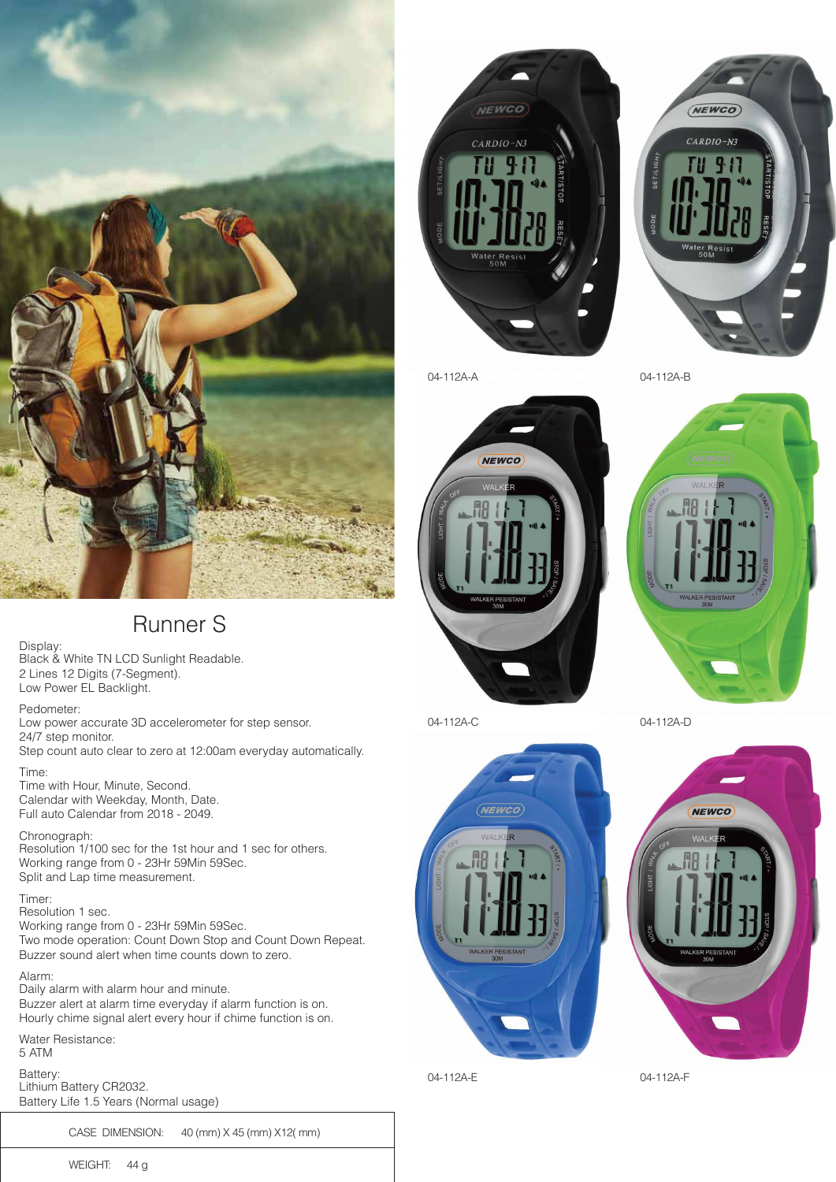# Runner S

Display:
Black & White TN LCD Sunlight Readable.
2 Lines 12 Digits (7-Segment).
Low Power EL Backlight.

Pedometer:
Low power accurate 3D accelerometer for step sensor.
24/7 step monitor.
Step count auto clear to zero at 12:00am everyday automatically.

Time:
Time with Hour, Minute, Second.
Calendar with Weekday, Month, Date.
Full auto Calendar from 2018 - 2049.

Chronograph:
Resolution 1/100 sec for the 1st hour and 1 sec for others.
Working range from 0 - 23Hr 59Min 59Sec.
Split and Lap time measurement.

Timer:
Resolution 1 sec.
Working range from 0 - 23Hr 59Min 59Sec.
Two mode operation: Count Down Stop and Count Down Repeat.
Buzzer sound alert when time counts down to zero.

Alarm:
Daily alarm with alarm hour and minute.
Buzzer alert at alarm time everyday if alarm function is on.
Hourly chime signal alert every hour if chime function is on.

Water Resistance:
5 ATM

Battery:
Lithium Battery CR2032.
Battery Life 1.5 Years (Normal usage)

| CASE DIMENSION: | 40 (mm) X 45 (mm) X12( mm) |
|---|---|
| WEIGHT: | 44 g |

04-112A-A

04-112A-B

04-112A-C

04-112A-D

04-112A-E

04-112A-F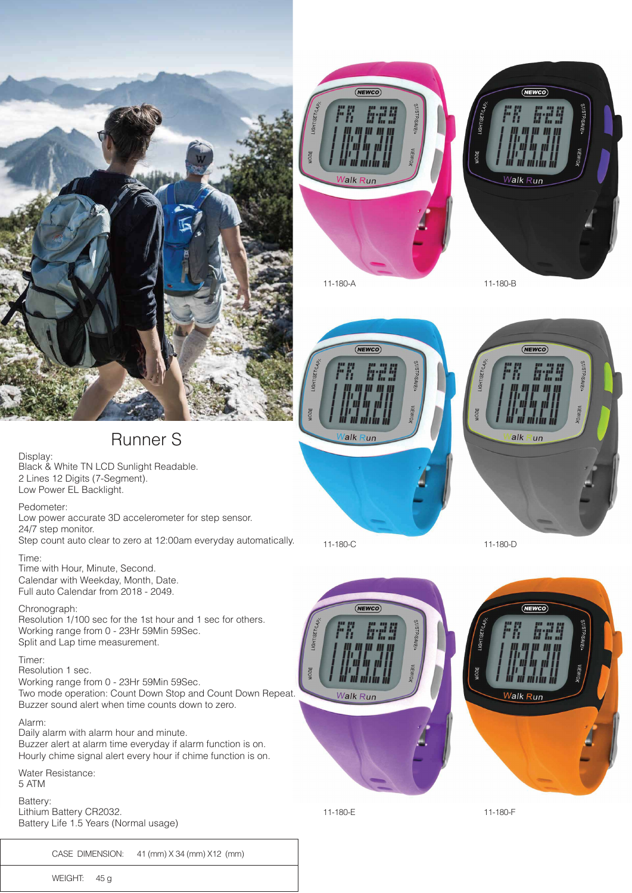# Runner S

Display:
Black & White TN LCD Sunlight Readable.
2 Lines 12 Digits (7-Segment).
Low Power EL Backlight.

Pedometer:
Low power accurate 3D accelerometer for step sensor.
24/7 step monitor.
Step count auto clear to zero at 12:00am everyday automatically.

Time:
Time with Hour, Minute, Second.
Calendar with Weekday, Month, Date.
Full auto Calendar from 2018 - 2049.

Chronograph:
Resolution 1/100 sec for the 1st hour and 1 sec for others.
Working range from 0 - 23Hr 59Min 59Sec.
Split and Lap time measurement.

Timer:
Resolution 1 sec.
Working range from 0 - 23Hr 59Min 59Sec.
Two mode operation: Count Down Stop and Count Down Repeat.
Buzzer sound alert when time counts down to zero.

Alarm:
Daily alarm with alarm hour and minute.
Buzzer alert at alarm time everyday if alarm function is on.
Hourly chime signal alert every hour if chime function is on.

Water Resistance:
5 ATM

Battery:
Lithium Battery CR2032.
Battery Life 1.5 Years (Normal usage)

| | |
|---|---|
| CASE DIMENSION: | 41 (mm) X 34 (mm) X12 (mm) |
| WEIGHT: | 45 g |

11-180-A

11-180-B

11-180-C

11-180-D

11-180-E

11-180-F